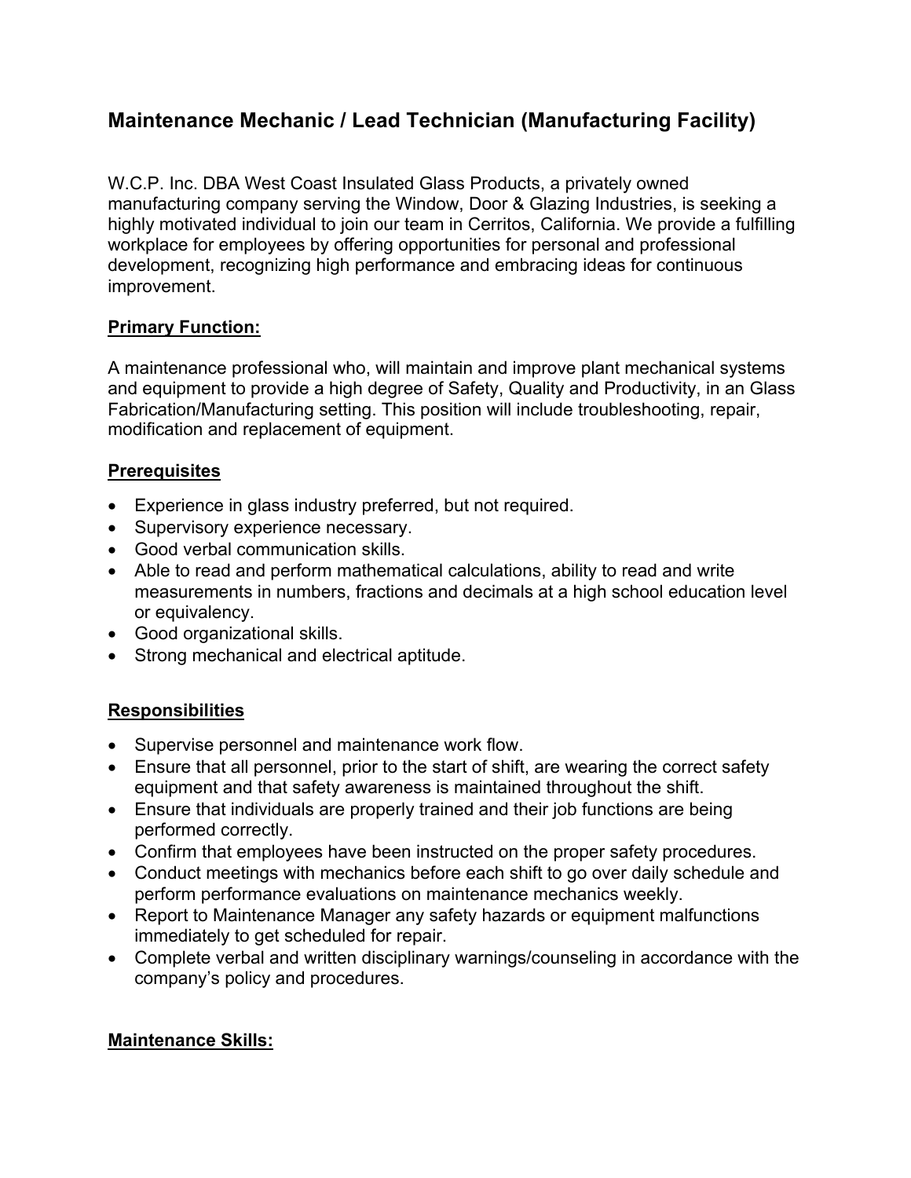# Maintenance Mechanic / Lead Technician (Manufacturing Facility)

W.C.P. Inc. DBA West Coast Insulated Glass Products, a privately owned manufacturing company serving the Window, Door & Glazing Industries, is seeking a highly motivated individual to join our team in Cerritos, California. We provide a fulfilling workplace for employees by offering opportunities for personal and professional development, recognizing high performance and embracing ideas for continuous improvement.

## Primary Function:

A maintenance professional who, will maintain and improve plant mechanical systems and equipment to provide a high degree of Safety, Quality and Productivity, in an Glass Fabrication/Manufacturing setting. This position will include troubleshooting, repair, modification and replacement of equipment.

## Prerequisites

- Experience in glass industry preferred, but not required.
- Supervisory experience necessary.
- Good verbal communication skills.
- Able to read and perform mathematical calculations, ability to read and write measurements in numbers, fractions and decimals at a high school education level or equivalency.
- Good organizational skills.
- Strong mechanical and electrical aptitude.

## Responsibilities

- Supervise personnel and maintenance work flow.
- Ensure that all personnel, prior to the start of shift, are wearing the correct safety equipment and that safety awareness is maintained throughout the shift.
- Ensure that individuals are properly trained and their job functions are being performed correctly.
- Confirm that employees have been instructed on the proper safety procedures.
- Conduct meetings with mechanics before each shift to go over daily schedule and perform performance evaluations on maintenance mechanics weekly.
- Report to Maintenance Manager any safety hazards or equipment malfunctions immediately to get scheduled for repair.
- Complete verbal and written disciplinary warnings/counseling in accordance with the company's policy and procedures.

## Maintenance Skills: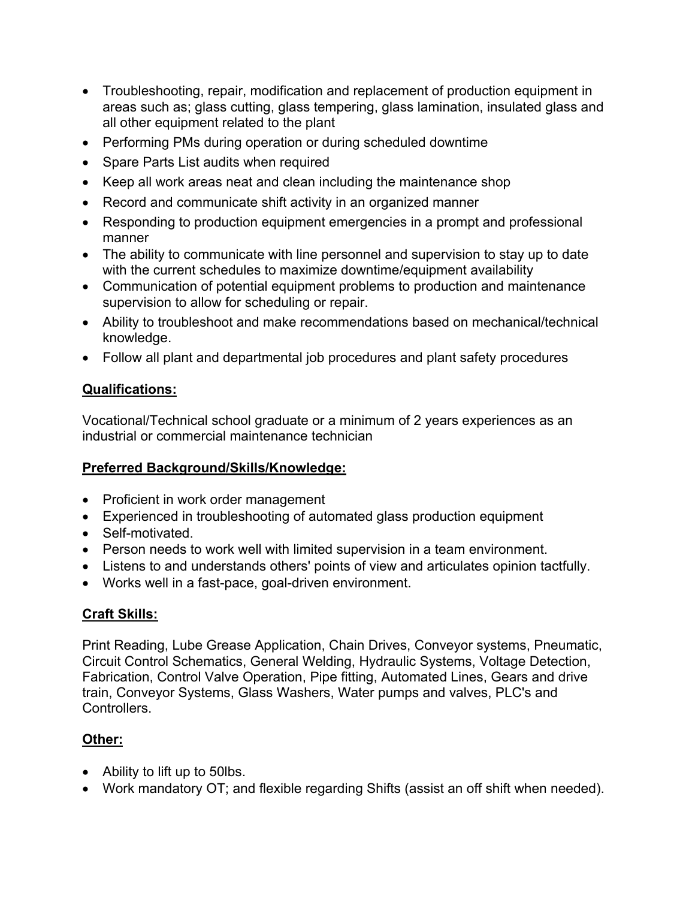- Troubleshooting, repair, modification and replacement of production equipment in areas such as; glass cutting, glass tempering, glass lamination, insulated glass and all other equipment related to the plant
- Performing PMs during operation or during scheduled downtime
- Spare Parts List audits when required
- Keep all work areas neat and clean including the maintenance shop
- Record and communicate shift activity in an organized manner
- Responding to production equipment emergencies in a prompt and professional manner
- The ability to communicate with line personnel and supervision to stay up to date with the current schedules to maximize downtime/equipment availability
- Communication of potential equipment problems to production and maintenance supervision to allow for scheduling or repair.
- Ability to troubleshoot and make recommendations based on mechanical/technical knowledge.
- Follow all plant and departmental job procedures and plant safety procedures

**Qualifications:**

Vocational/Technical school graduate or a minimum of 2 years experiences as an industrial or commercial maintenance technician

**Preferred Background/Skills/Knowledge:**

- Proficient in work order management
- Experienced in troubleshooting of automated glass production equipment
- Self-motivated.
- Person needs to work well with limited supervision in a team environment.
- Listens to and understands others' points of view and articulates opinion tactfully.
- Works well in a fast-pace, goal-driven environment.

**Craft Skills:**

Print Reading, Lube Grease Application, Chain Drives, Conveyor systems, Pneumatic, Circuit Control Schematics, General Welding, Hydraulic Systems, Voltage Detection, Fabrication, Control Valve Operation, Pipe fitting, Automated Lines, Gears and drive train, Conveyor Systems, Glass Washers, Water pumps and valves, PLC's and Controllers.

**Other:**

- Ability to lift up to 50lbs.
- Work mandatory OT; and flexible regarding Shifts (assist an off shift when needed).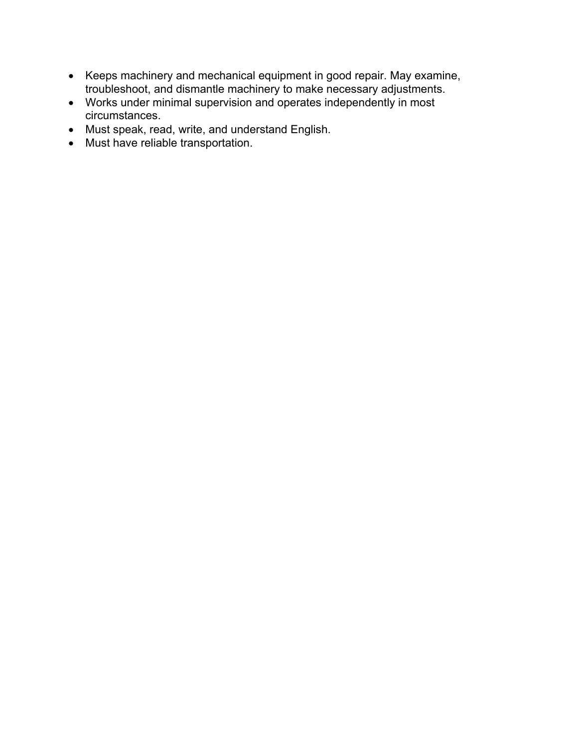- Keeps machinery and mechanical equipment in good repair. May examine, troubleshoot, and dismantle machinery to make necessary adjustments.
- Works under minimal supervision and operates independently in most circumstances.
- Must speak, read, write, and understand English.
- Must have reliable transportation.